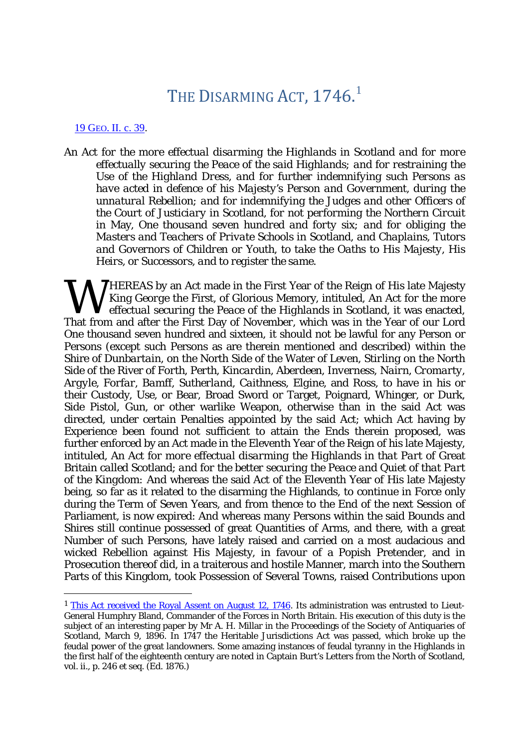# THE DISARMING ACT, 1746.[1]

19 GEO. II. c. 39.

*An Act for the more effectual disarming the Highlands in Scotland and for more effectually securing the Peace of the said Highlands; and for restraining the Use of the Highland Dress, and for further indemnifying such Persons as have acted in defence of his Majesty's Person and Government, during the unnatural Rebellion; and for indemnifying the Judges and other Officers of the Court of Justiciary in Scotland, for not performing the Northern Circuit in May, One thousand seven hundred and forty six; and for obliging the Masters and Teachers of Private Schools in Scotland, and Chaplains, Tutors and Governors of Children or Youth, to take the Oaths to His Majesty, His Heirs, or Successors, and to register the same.*

WHEREAS by an Act made in the First Year of the Reign of His late Majesty King George the First, of Glorious Memory, intituled, An Act for the more effectual securing the Peace of the Highlands in Scotland, it was enacted, That from and after the First Day of November, which was in the Year of our Lord One thousand seven hundred and sixteen, it should not be lawful for any Person or Persons (except such Persons as are therein mentioned and described) within the Shire of *Dunbartain*, on the North Side of the Water of Leven, Stirling on the North Side of the River of Forth, Perth, *Kincardin*, Aberdeen, Inverness, *Nairn*, *Cromarty*, *Argyle*, *Forfar*, *Bamff*, Sutherland, Caithness, Elgine, and Ross, to have in his or their Custody, Use, or Bear, Broad Sword or Target, Poignard, Whinger, or Durk, Side Pistol, Gun, or other warlike Weapon, otherwise than in the said Act was directed, under certain Penalties appointed by the said Act; which Act having by Experience been found not sufficient to attain the Ends therein proposed, was further enforced by an Act made in the Eleventh Year of the Reign of his late Majesty, intituled, *An Act for more effectual disarming the Highlands in that Part of Great Britain called Scotland; and for the better securing the Peace and Quiet of that Part of the Kingdom*: And whereas the said Act of the Eleventh Year of His late Majesty being, so far as it related to the disarming the Highlands, to continue in Force only during the Term of Seven Years, and from thence to the End of the next Session of Parliament, is now expired: And whereas many Persons within the said Bounds and Shires still continue possessed of great Quantities of Arms, and there, with a great Number of such Persons, have lately raised and carried on a most audacious and wicked Rebellion against His Majesty, in favour of a Popish Pretender, and in Prosecution thereof did, in a traiterous and hostile Manner, march into the Southern Parts of this Kingdom, took Possession of Several Towns, raised Contributions upon

---

[1] This Act received the Royal Assent on August 12, 1746. Its administration was entrusted to Lieut-General Humphry Bland, Commander of the Forces in North Britain. His execution of this duty is the subject of an interesting paper by Mr A. H. Millar in the Proceedings of the Society of Antiquaries of Scotland, March 9, 1896. In 1747 the Heritable Jurisdictions Act was passed, which broke up the feudal power of the great landowners. Some amazing instances of feudal tyranny in the Highlands in the first half of the eighteenth century are noted in Captain Burt's Letters from the North of Scotland, vol. ii., p. 246 et seq. (Ed. 1876.)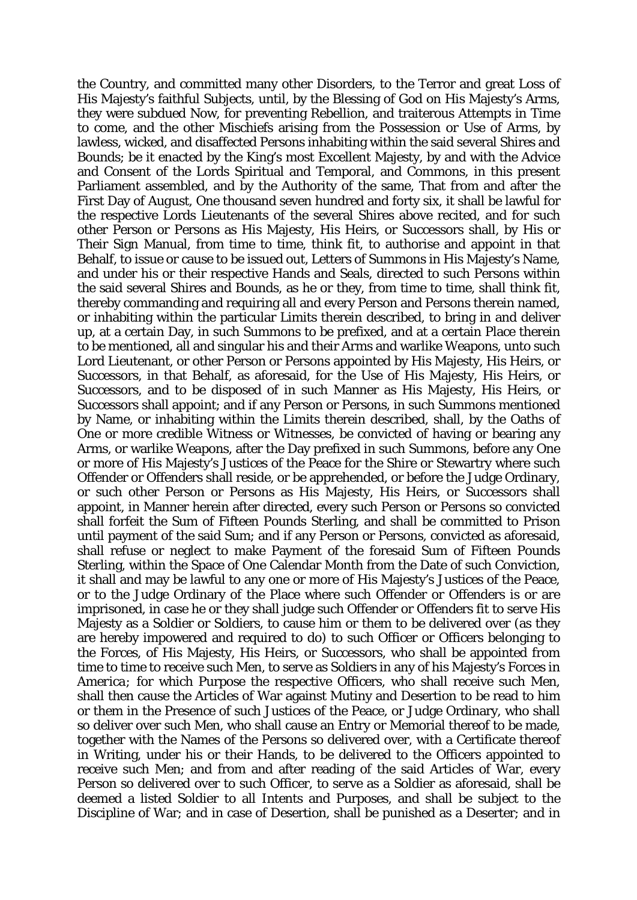the Country, and committed many other Disorders, to the Terror and great Loss of His Majesty's faithful Subjects, until, by the Blessing of God on His Majesty's Arms, they were subdued Now, for preventing Rebellion, and traiterous Attempts in Time to come, and the other Mischiefs arising from the Possession or Use of Arms, by lawless, wicked, and disaffected Persons inhabiting within the said several Shires and Bounds; be it enacted by the King's most Excellent Majesty, by and with the Advice and Consent of the Lords Spiritual and Temporal, and Commons, in this present Parliament assembled, and by the Authority of the same, That from and after the First Day of August, One thousand seven hundred and forty six, it shall be lawful for the respective Lords Lieutenants of the several Shires above recited, and for such other Person or Persons as His Majesty, His Heirs, or Successors shall, by His or Their Sign Manual, from time to time, think fit, to authorise and appoint in that Behalf, to issue or cause to be issued out, Letters of Summons in His Majesty's Name, and under his or their respective Hands and Seals, directed to such Persons within the said several Shires and Bounds, as he or they, from time to time, shall think fit, thereby commanding and requiring all and every Person and Persons therein named, or inhabiting within the particular Limits therein described, to bring in and deliver up, at a certain Day, in such Summons to be prefixed, and at a certain Place therein to be mentioned, all and singular his and their Arms and warlike Weapons, unto such Lord Lieutenant, or other Person or Persons appointed by His Majesty, His Heirs, or Successors, in that Behalf, as aforesaid, for the Use of His Majesty, His Heirs, or Successors, and to be disposed of in such Manner as His Majesty, His Heirs, or Successors shall appoint; and if any Person or Persons, in such Summons mentioned by Name, or inhabiting within the Limits therein described, shall, by the Oaths of One or more credible Witness or Witnesses, be convicted of having or bearing any Arms, or warlike Weapons, after the Day prefixed in such Summons, before any One or more of His Majesty's Justices of the Peace for the Shire or Stewartry where such Offender or Offenders shall reside, or be apprehended, or before the Judge Ordinary, or such other Person or Persons as His Majesty, His Heirs, or Successors shall appoint, in Manner herein after directed, every such Person or Persons so convicted shall forfeit the Sum of Fifteen Pounds Sterling, and shall be committed to Prison until payment of the said Sum; and if any Person or Persons, convicted as aforesaid, shall refuse or neglect to make Payment of the foresaid Sum of Fifteen Pounds Sterling, within the Space of One Calendar Month from the Date of such Conviction, it shall and may be lawful to any one or more of His Majesty's Justices of the Peace, or to the Judge Ordinary of the Place where such Offender or Offenders is or are imprisoned, in case he or they shall judge such Offender or Offenders fit to serve His Majesty as a Soldier or Soldiers, to cause him or them to be delivered over (as they are hereby impowered and required to do) to such Officer or Officers belonging to the Forces, of His Majesty, His Heirs, or Successors, who shall be appointed from time to time to receive such Men, to serve as Soldiers in any of his Majesty's Forces in America; for which Purpose the respective Officers, who shall receive such Men, shall then cause the Articles of War against Mutiny and Desertion to be read to him or them in the Presence of such Justices of the Peace, or Judge Ordinary, who shall so deliver over such Men, who shall cause an Entry or Memorial thereof to be made, together with the Names of the Persons so delivered over, with a Certificate thereof in Writing, under his or their Hands, to be delivered to the Officers appointed to receive such Men; and from and after reading of the said Articles of War, every Person so delivered over to such Officer, to serve as a Soldier as aforesaid, shall be deemed a listed Soldier to all Intents and Purposes, and shall be subject to the Discipline of War; and in case of Desertion, shall be punished as a Deserter; and in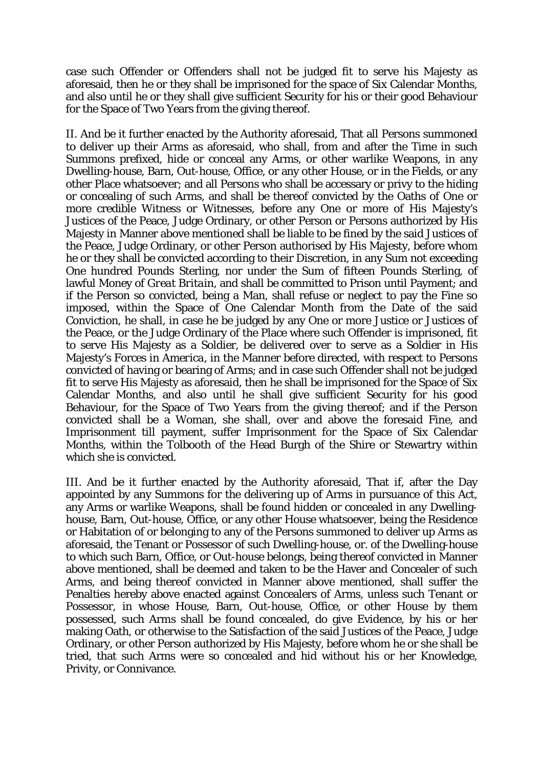case such Offender or Offenders shall not be judged fit to serve his Majesty as aforesaid, then he or they shall be imprisoned for the space of Six Calendar Months, and also until he or they shall give sufficient Security for his or their good Behaviour for the Space of Two Years from the giving thereof.

II. And be it further enacted by the Authority aforesaid, That all Persons summoned to deliver up their Arms as aforesaid, who shall, from and after the Time in such Summons prefixed, hide or conceal any Arms, or other warlike Weapons, in any Dwelling-house, Barn, Out-house, Office, or any other House, or in the Fields, or any other Place whatsoever; and all Persons who shall be accessary or privy to the hiding or concealing of such Arms, and shall be thereof convicted by the Oaths of One or more credible Witness or Witnesses, before any One or more of His Majesty's Justices of the Peace, Judge Ordinary, or other Person or Persons authorized by His Majesty in Manner above mentioned shall be liable to be fined by the said Justices of the Peace, Judge Ordinary, or other Person authorised by His Majesty, before whom he or they shall be convicted according to their Discretion, in any Sum not exceeding One hundred Pounds Sterling, nor under the Sum of fifteen Pounds Sterling, of lawful Money of *Great Britain*, and shall be committed to Prison until Payment; and if the Person so convicted, being a Man, shall refuse or neglect to pay the Fine so imposed, within the Space of One Calendar Month from the Date of the said Conviction, he shall, in case he be judged by any One or more Justice or Justices of the Peace, or the Judge Ordinary of the Place where such Offender is imprisoned, fit to serve His Majesty as a Soldier, be delivered over to serve as a Soldier in His Majesty's Forces in *America*, in the Manner before directed, with respect to Persons convicted of having or bearing of Arms; and in case such Offender shall not be judged fit to serve His Majesty as aforesaid, then he shall be imprisoned for the Space of Six Calendar Months, and also until he shall give sufficient Security for his good Behaviour, for the Space of Two Years from the giving thereof; and if the Person convicted shall be a Woman, she shall, over and above the foresaid Fine, and Imprisonment till payment, suffer Imprisonment for the Space of Six Calendar Months, within the Tolbooth of the Head Burgh of the Shire or Stewartry within which she is convicted.

III. And be it further enacted by the Authority aforesaid, That if, after the Day appointed by any Summons for the delivering up of Arms in pursuance of this Act, any Arms or warlike Weapons, shall be found hidden or concealed in any Dwelling-house, Barn, Out-house, Office, or any other House whatsoever, being the Residence or Habitation of or belonging to any of the Persons summoned to deliver up Arms as aforesaid, the Tenant or Possessor of such Dwelling-house, or. of the Dwelling-house to which such Barn, Office, or Out-house belongs, being thereof convicted in Manner above mentioned, shall be deemed and taken to be the Haver and Concealer of such Arms, and being thereof convicted in Manner above mentioned, shall suffer the Penalties hereby above enacted against Concealers of Arms, unless such Tenant or Possessor, in whose House, Barn, Out-house, Office, or other House by them possessed, such Arms shall be found concealed, do give Evidence, by his or her making Oath, or otherwise to the Satisfaction of the said Justices of the Peace, Judge Ordinary, or other Person authorized by His Majesty, before whom he or she shall be tried, that such Arms were so concealed and hid without his or her Knowledge, Privity, or Connivance.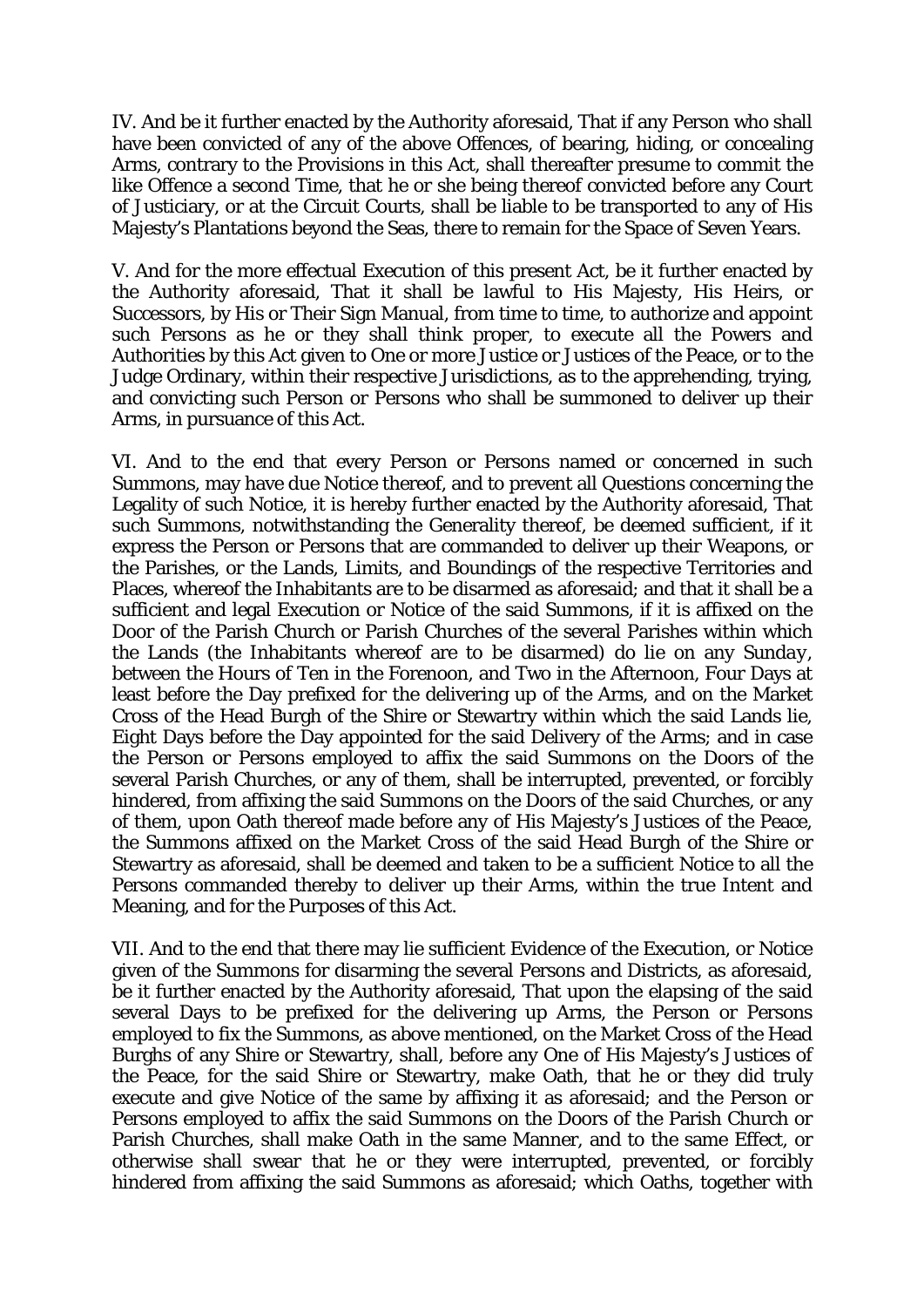IV. And be it further enacted by the Authority aforesaid, That if any Person who shall have been convicted of any of the above Offences, of bearing, hiding, or concealing Arms, contrary to the Provisions in this Act, shall thereafter presume to commit the like Offence a second Time, that he or she being thereof convicted before any Court of Justiciary, or at the Circuit Courts, shall be liable to be transported to any of His Majesty's Plantations beyond the Seas, there to remain for the Space of Seven Years.

V. And for the more effectual Execution of this present Act, be it further enacted by the Authority aforesaid, That it shall be lawful to His Majesty, His Heirs, or Successors, by His or Their Sign Manual, from time to time, to authorize and appoint such Persons as he or they shall think proper, to execute all the Powers and Authorities by this Act given to One or more Justice or Justices of the Peace, or to the Judge Ordinary, within their respective Jurisdictions, as to the apprehending, trying, and convicting such Person or Persons who shall be summoned to deliver up their Arms, in pursuance of this Act.

VI. And to the end that every Person or Persons named or concerned in such Summons, may have due Notice thereof, and to prevent all Questions concerning the Legality of such Notice, it is hereby further enacted by the Authority aforesaid, That such Summons, notwithstanding the Generality thereof, be deemed sufficient, if it express the Person or Persons that are commanded to deliver up their Weapons, or the Parishes, or the Lands, Limits, and Boundings of the respective Territories and Places, whereof the Inhabitants are to be disarmed as aforesaid; and that it shall be a sufficient and legal Execution or Notice of the said Summons, if it is affixed on the Door of the Parish Church or Parish Churches of the several Parishes within which the Lands (the Inhabitants whereof are to be disarmed) do lie on any Sunday, between the Hours of Ten in the Forenoon, and Two in the Afternoon, Four Days at least before the Day prefixed for the delivering up of the Arms, and on the Market Cross of the Head Burgh of the Shire or Stewartry within which the said Lands lie, Eight Days before the Day appointed for the said Delivery of the Arms; and in case the Person or Persons employed to affix the said Summons on the Doors of the several Parish Churches, or any of them, shall be interrupted, prevented, or forcibly hindered, from affixing the said Summons on the Doors of the said Churches, or any of them, upon Oath thereof made before any of His Majesty's Justices of the Peace, the Summons affixed on the Market Cross of the said Head Burgh of the Shire or Stewartry as aforesaid, shall be deemed and taken to be a sufficient Notice to all the Persons commanded thereby to deliver up their Arms, within the true Intent and Meaning, and for the Purposes of this Act.

VII. And to the end that there may lie sufficient Evidence of the Execution, or Notice given of the Summons for disarming the several Persons and Districts, as aforesaid, be it further enacted by the Authority aforesaid, That upon the elapsing of the said several Days to be prefixed for the delivering up Arms, the Person or Persons employed to fix the Summons, as above mentioned, on the Market Cross of the Head Burghs of any Shire or Stewartry, shall, before any One of His Majesty's Justices of the Peace, for the said Shire or Stewartry, make Oath, that he or they did truly execute and give Notice of the same by affixing it as aforesaid; and the Person or Persons employed to affix the said Summons on the Doors of the Parish Church or Parish Churches, shall make Oath in the same Manner, and to the same Effect, or otherwise shall swear that he or they were interrupted, prevented, or forcibly hindered from affixing the said Summons as aforesaid; which Oaths, together with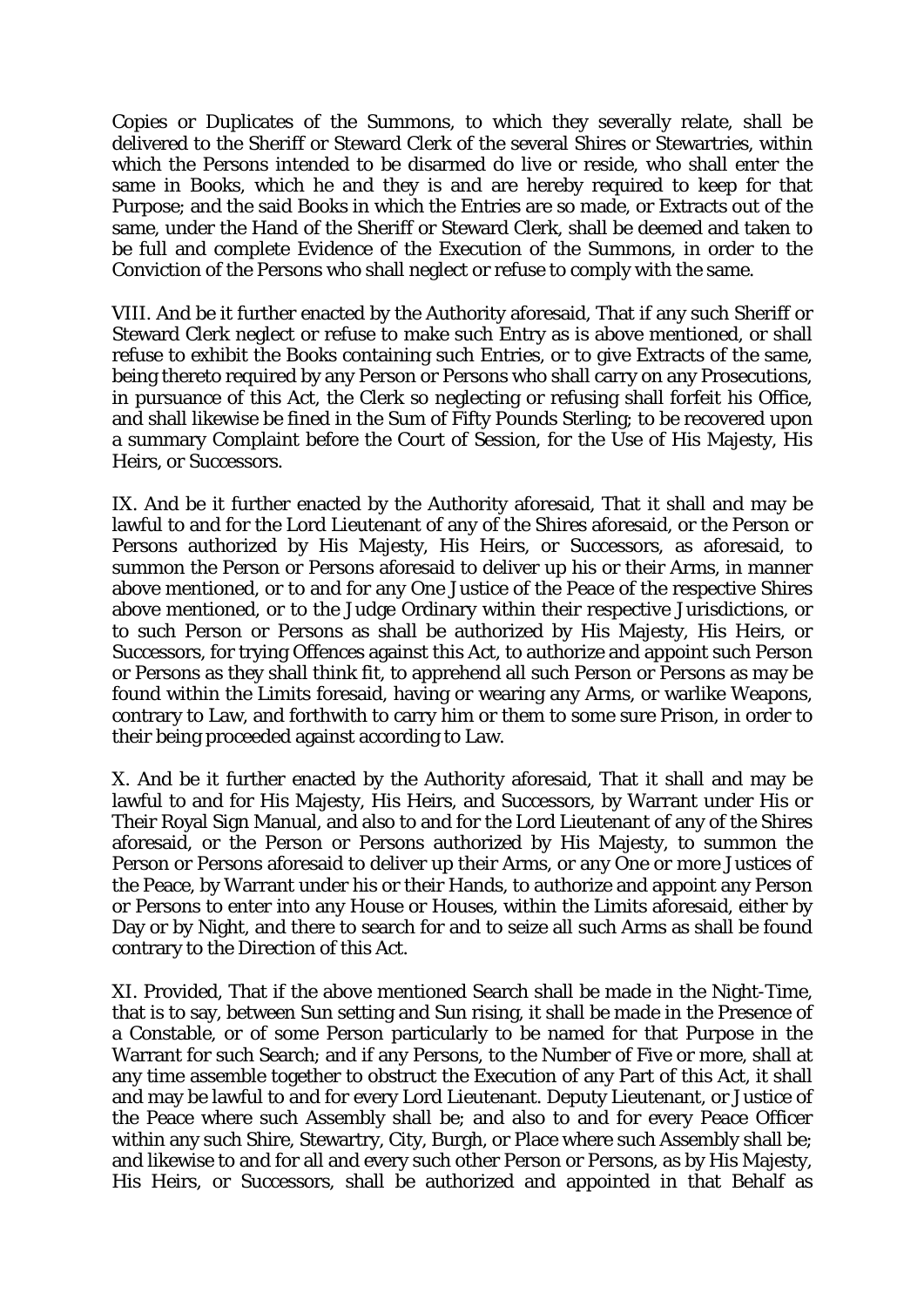Copies or Duplicates of the Summons, to which they severally relate, shall be delivered to the Sheriff or Steward Clerk of the several Shires or Stewartries, within which the Persons intended to be disarmed do live or reside, who shall enter the same in Books, which he and they is and are hereby required to keep for that Purpose; and the said Books in which the Entries are so made, or Extracts out of the same, under the Hand of the Sheriff or Steward Clerk, shall be deemed and taken to be full and complete Evidence of the Execution of the Summons, in order to the Conviction of the Persons who shall neglect or refuse to comply with the same.

VIII. And be it further enacted by the Authority aforesaid, That if any such Sheriff or Steward Clerk neglect or refuse to make such Entry as is above mentioned, or shall refuse to exhibit the Books containing such Entries, or to give Extracts of the same, being thereto required by any Person or Persons who shall carry on any Prosecutions, in pursuance of this Act, the Clerk so neglecting or refusing shall forfeit his Office, and shall likewise be fined in the Sum of Fifty Pounds Sterling; to be recovered upon a summary Complaint before the Court of Session, for the Use of His Majesty, His Heirs, or Successors.

IX. And be it further enacted by the Authority aforesaid, That it shall and may be lawful to and for the Lord Lieutenant of any of the Shires aforesaid, or the Person or Persons authorized by His Majesty, His Heirs, or Successors, as aforesaid, to summon the Person or Persons aforesaid to deliver up his or their Arms, in manner above mentioned, or to and for any One Justice of the Peace of the respective Shires above mentioned, or to the Judge Ordinary within their respective Jurisdictions, or to such Person or Persons as shall be authorized by His Majesty, His Heirs, or Successors, for trying Offences against this Act, to authorize and appoint such Person or Persons as they shall think fit, to apprehend all such Person or Persons as may be found within the Limits foresaid, having or wearing any Arms, or warlike Weapons, contrary to Law, and forthwith to carry him or them to some sure Prison, in order to their being proceeded against according to Law.

X. And be it further enacted by the Authority aforesaid, That it shall and may be lawful to and for His Majesty, His Heirs, and Successors, by Warrant under His or Their Royal Sign Manual, and also to and for the Lord Lieutenant of any of the Shires aforesaid, or the Person or Persons authorized by His Majesty, to summon the Person or Persons aforesaid to deliver up their Arms, or any One or more Justices of the Peace, by Warrant under his or their Hands, to authorize and appoint any Person or Persons to enter into any House or Houses, within the Limits aforesaid, either by Day or by Night, and there to search for and to seize all such Arms as shall be found contrary to the Direction of this Act.

XI. Provided, That if the above mentioned Search shall be made in the Night-Time, that is to say, between Sun setting and Sun rising, it shall be made in the Presence of a Constable, or of some Person particularly to be named for that Purpose in the Warrant for such Search; and if any Persons, to the Number of Five or more, shall at any time assemble together to obstruct the Execution of any Part of this Act, it shall and may be lawful to and for every Lord Lieutenant. Deputy Lieutenant, or Justice of the Peace where such Assembly shall be; and also to and for every Peace Officer within any such Shire, Stewartry, City, Burgh, or Place where such Assembly shall be; and likewise to and for all and every such other Person or Persons, as by His Majesty, His Heirs, or Successors, shall be authorized and appointed in that Behalf as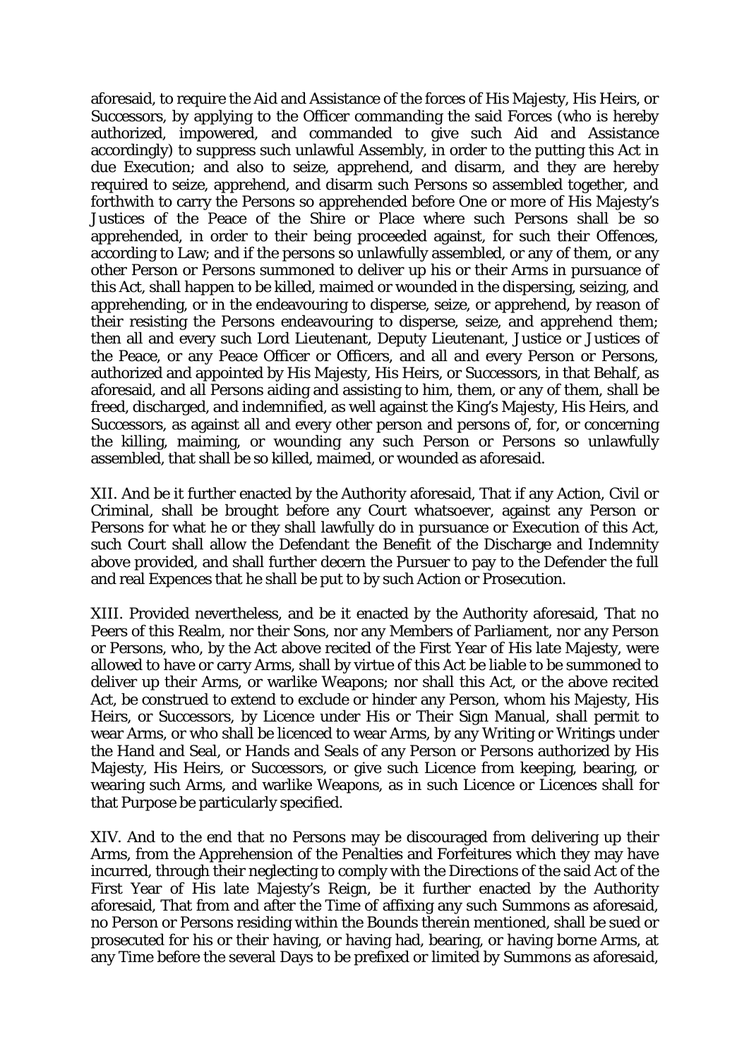aforesaid, to require the Aid and Assistance of the forces of His Majesty, His Heirs, or Successors, by applying to the Officer commanding the said Forces (who is hereby authorized, impowered, and commanded to give such Aid and Assistance accordingly) to suppress such unlawful Assembly, in order to the putting this Act in due Execution; and also to seize, apprehend, and disarm, and they are hereby required to seize, apprehend, and disarm such Persons so assembled together, and forthwith to carry the Persons so apprehended before One or more of His Majesty's Justices of the Peace of the Shire or Place where such Persons shall be so apprehended, in order to their being proceeded against, for such their Offences, according to Law; and if the persons so unlawfully assembled, or any of them, or any other Person or Persons summoned to deliver up his or their Arms in pursuance of this Act, shall happen to be killed, maimed or wounded in the dispersing, seizing, and apprehending, or in the endeavouring to disperse, seize, or apprehend, by reason of their resisting the Persons endeavouring to disperse, seize, and apprehend them; then all and every such Lord Lieutenant, Deputy Lieutenant, Justice or Justices of the Peace, or any Peace Officer or Officers, and all and every Person or Persons, authorized and appointed by His Majesty, His Heirs, or Successors, in that Behalf, as aforesaid, and all Persons aiding and assisting to him, them, or any of them, shall be freed, discharged, and indemnified, as well against the King's Majesty, His Heirs, and Successors, as against all and every other person and persons of, for, or concerning the killing, maiming, or wounding any such Person or Persons so unlawfully assembled, that shall be so killed, maimed, or wounded as aforesaid.

XII. And be it further enacted by the Authority aforesaid, That if any Action, Civil or Criminal, shall be brought before any Court whatsoever, against any Person or Persons for what he or they shall lawfully do in pursuance or Execution of this Act, such Court shall allow the Defendant the Benefit of the Discharge and Indemnity above provided, and shall further decern the Pursuer to pay to the Defender the full and real Expences that he shall be put to by such Action or Prosecution.

XIII. Provided nevertheless, and be it enacted by the Authority aforesaid, That no Peers of this Realm, nor their Sons, nor any Members of Parliament, nor any Person or Persons, who, by the Act above recited of the First Year of His late Majesty, were allowed to have or carry Arms, shall by virtue of this Act be liable to be summoned to deliver up their Arms, or warlike Weapons; nor shall this Act, or the above recited Act, be construed to extend to exclude or hinder any Person, whom his Majesty, His Heirs, or Successors, by Licence under His or Their Sign Manual, shall permit to wear Arms, or who shall be licenced to wear Arms, by any Writing or Writings under the Hand and Seal, or Hands and Seals of any Person or Persons authorized by His Majesty, His Heirs, or Successors, or give such Licence from keeping, bearing, or wearing such Arms, and warlike Weapons, as in such Licence or Licences shall for that Purpose be particularly specified.

XIV. And to the end that no Persons may be discouraged from delivering up their Arms, from the Apprehension of the Penalties and Forfeitures which they may have incurred, through their neglecting to comply with the Directions of the said Act of the First Year of His late Majesty's Reign, be it further enacted by the Authority aforesaid, That from and after the Time of affixing any such Summons as aforesaid, no Person or Persons residing within the Bounds therein mentioned, shall be sued or prosecuted for his or their having, or having had, bearing, or having borne Arms, at any Time before the several Days to be prefixed or limited by Summons as aforesaid,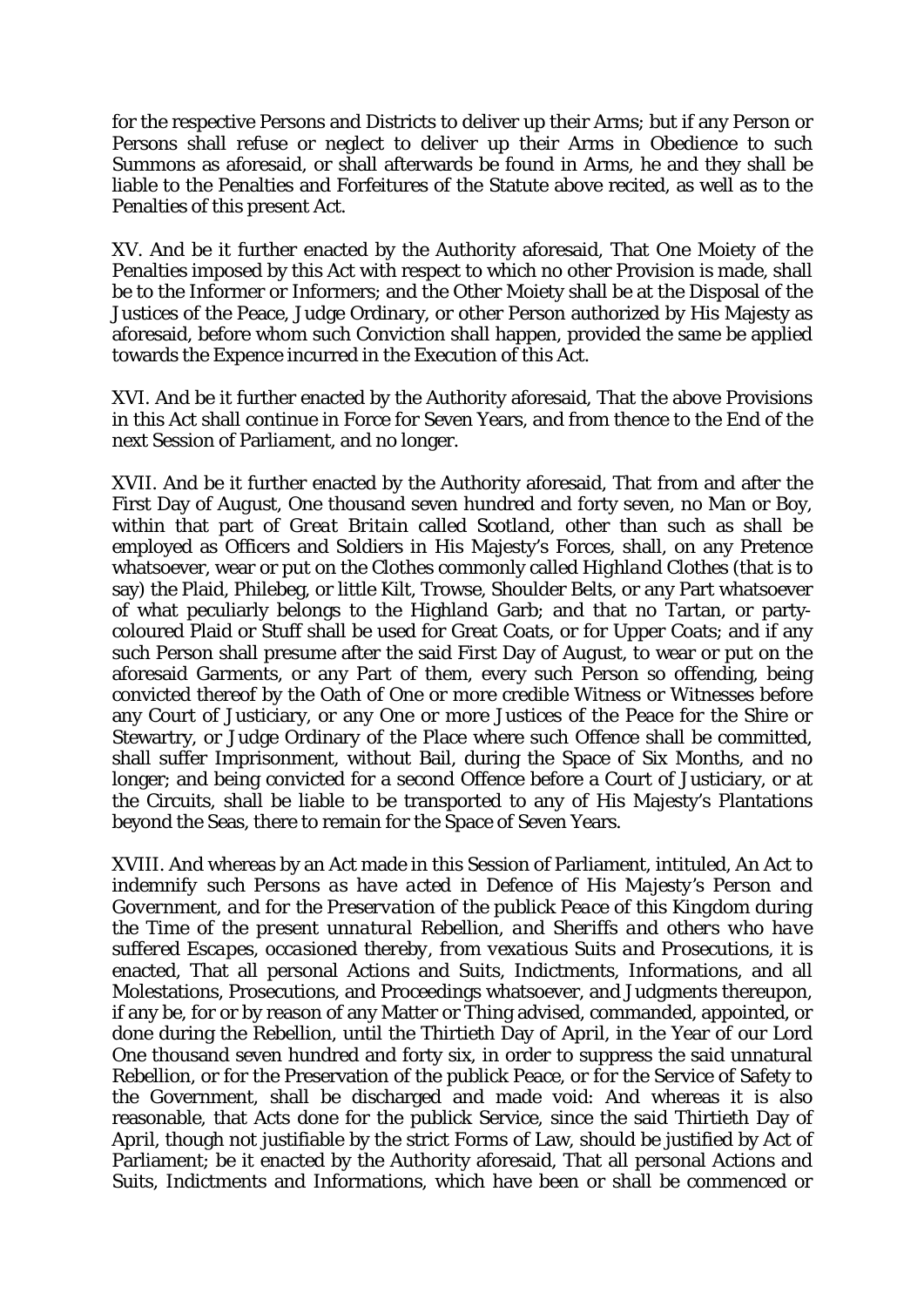for the respective Persons and Districts to deliver up their Arms; but if any Person or Persons shall refuse or neglect to deliver up their Arms in Obedience to such Summons as aforesaid, or shall afterwards be found in Arms, he and they shall be liable to the Penalties and Forfeitures of the Statute above recited, as well as to the Penalties of this present Act.

XV. And be it further enacted by the Authority aforesaid, That One Moiety of the Penalties imposed by this Act with respect to which no other Provision is made, shall be to the Informer or Informers; and the Other Moiety shall be at the Disposal of the Justices of the Peace, Judge Ordinary, or other Person authorized by His Majesty as aforesaid, before whom such Conviction shall happen, provided the same be applied towards the Expence incurred in the Execution of this Act.

XVI. And be it further enacted by the Authority aforesaid, That the above Provisions in this Act shall continue in Force for Seven Years, and from thence to the End of the next Session of Parliament, and no longer.

XVII. And be it further enacted by the Authority aforesaid, That from and after the First Day of August, One thousand seven hundred and forty seven, no Man or Boy, within that part of *Great Britain* called *Scotland*, other than such as shall be employed as Officers and Soldiers in His Majesty's Forces, shall, on any Pretence whatsoever, wear or put on the Clothes commonly called *Highland* Clothes (that is to say) the Plaid, Philebeg, or little Kilt, Trowse, Shoulder Belts, or any Part whatsoever of what peculiarly belongs to the Highland Garb; and that no Tartan, or party-coloured Plaid or Stuff shall be used for Great Coats, or for Upper Coats; and if any such Person shall presume after the said First Day of August, to wear or put on the aforesaid Garments, or any Part of them, every such Person so offending, being convicted thereof by the Oath of One or more credible Witness or Witnesses before any Court of Justiciary, or any One or more Justices of the Peace for the Shire or Stewartry, or Judge Ordinary of the Place where such Offence shall be committed, shall suffer Imprisonment, without Bail, during the Space of Six Months, and no longer; and being convicted for a second Offence before a Court of Justiciary, or at the Circuits, shall be liable to be transported to any of His Majesty's Plantations beyond the Seas, there to remain for the Space of Seven Years.

XVIII. And whereas by an Act made in this Session of Parliament, intituled, An Act *to indemnify such Persons as have acted in Defence of His Majesty's Person and Government, and for the Preservation of the publick Peace of this Kingdom during the Time of the present unnatural Rebellion, and Sheriffs and others who have suffered Escapes, occasioned thereby, from vexatious Suits and Prosecutions*, it is enacted, That all personal Actions and Suits, Indictments, Informations, and all Molestations, Prosecutions, and Proceedings whatsoever, and Judgments thereupon, if any be, for or by reason of any Matter or Thing advised, commanded, appointed, or done during the Rebellion, until the Thirtieth Day of April, in the Year of our Lord One thousand seven hundred and forty six, in order to suppress the said unnatural Rebellion, or for the Preservation of the publick Peace, or for the Service of Safety to the Government, shall be discharged and made void: And whereas it is also reasonable, that Acts done for the publick Service, since the said Thirtieth Day of April, though not justifiable by the strict Forms of Law, should be justified by Act of Parliament; be it enacted by the Authority aforesaid, That all personal Actions and Suits, Indictments and Informations, which have been or shall be commenced or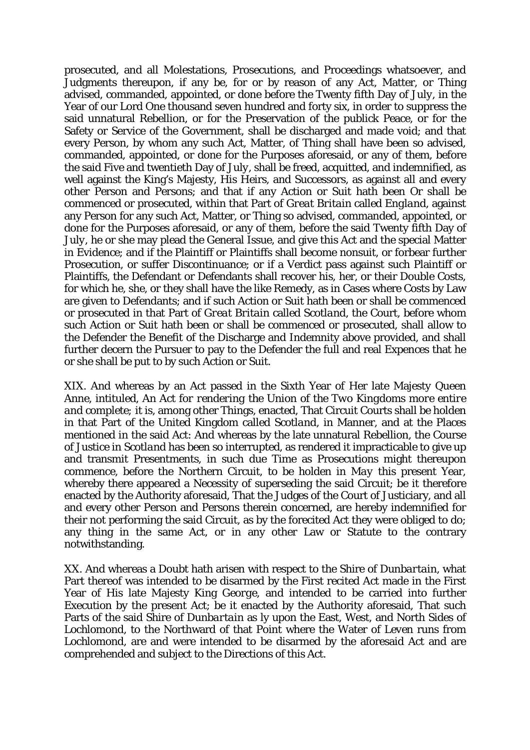prosecuted, and all Molestations, Prosecutions, and Proceedings whatsoever, and Judgments thereupon, if any be, for or by reason of any Act, Matter, or Thing advised, commanded, appointed, or done before the Twenty fifth Day of *July*, in the Year of our Lord One thousand seven hundred and forty six, in order to suppress the said unnatural Rebellion, or for the Preservation of the publick Peace, or for the Safety or Service of the Government, shall be discharged and made void; and that every Person, by whom any such Act, Matter, of Thing shall have been so advised, commanded, appointed, or done for the Purposes aforesaid, or any of them, before the said Five and twentieth Day of *July*, shall be freed, acquitted, and indemnified, as well against the King's Majesty, His Heirs, and Successors, as against all and every other Person and Persons; and that if any Action or Suit hath been Or shall be commenced or prosecuted, within that Part of *Great Britain* called *England*, against any Person for any such Act, Matter, or Thing so advised, commanded, appointed, or done for the Purposes aforesaid, or any of them, before the said Twenty fifth Day of *July*, he or she may plead the General Issue, and give this Act and the special Matter in Evidence; and if the Plaintiff or Plaintiffs shall become nonsuit, or forbear further Prosecution, or suffer Discontinuance; or if a Verdict pass against such Plaintiff or Plaintiffs, the Defendant or Defendants shall recover his, her, or their Double Costs, for which he, she, or they shall have the like Remedy, as in Cases where Costs by Law are given to Defendants; and if such Action or Suit hath been or shall be commenced or prosecuted in that Part of *Great Britain* called *Scotland*, the Court, before whom such Action or Suit hath been or shall be commenced or prosecuted, shall allow to the Defender the Benefit of the Discharge and Indemnity above provided, and shall further decern the Pursuer to pay to the Defender the full and real Expences that he or she shall be put to by such Action or Suit.

XIX. And whereas by an Act passed in the Sixth Year of Her late Majesty Queen Anne, intituled, *An Act for rendering the Union of the Two Kingdoms more entire and complete*; it is, among other Things, enacted, That Circuit Courts shall be holden in that Part of the United Kingdom called *Scotland*, in Manner, and at the Places mentioned in the said Act: And whereas by the late unnatural Rebellion, the Course of Justice in *Scotland* has been so interrupted, as rendered it impracticable to give up and transmit Presentments, in such due Time as Prosecutions might thereupon commence, before the Northern Circuit, to be holden in *May* this present Year, whereby there appeared a Necessity of superseding the said Circuit; be it therefore enacted by the Authority aforesaid, That the Judges of the Court of Justiciary, and all and every other Person and Persons therein concerned, are hereby indemnified for their not performing the said Circuit, as by the forecited Act they were obliged to do; any thing in the same Act, or in any other Law or Statute to the contrary notwithstanding.

XX. And whereas a Doubt hath arisen with respect to the Shire of *Dunbartain*, what Part thereof was intended to be disarmed by the First recited Act made in the First Year of His late Majesty King George, and intended to be carried into further Execution by the present Act; be it enacted by the Authority aforesaid, That such Parts of the said Shire of *Dunbartain* as ly upon the East, West, and North Sides of Lochlomond, to the Northward of that Point where the Water of *Leven* runs from Lochlomond, are and were intended to be disarmed by the aforesaid Act and are comprehended and subject to the Directions of this Act.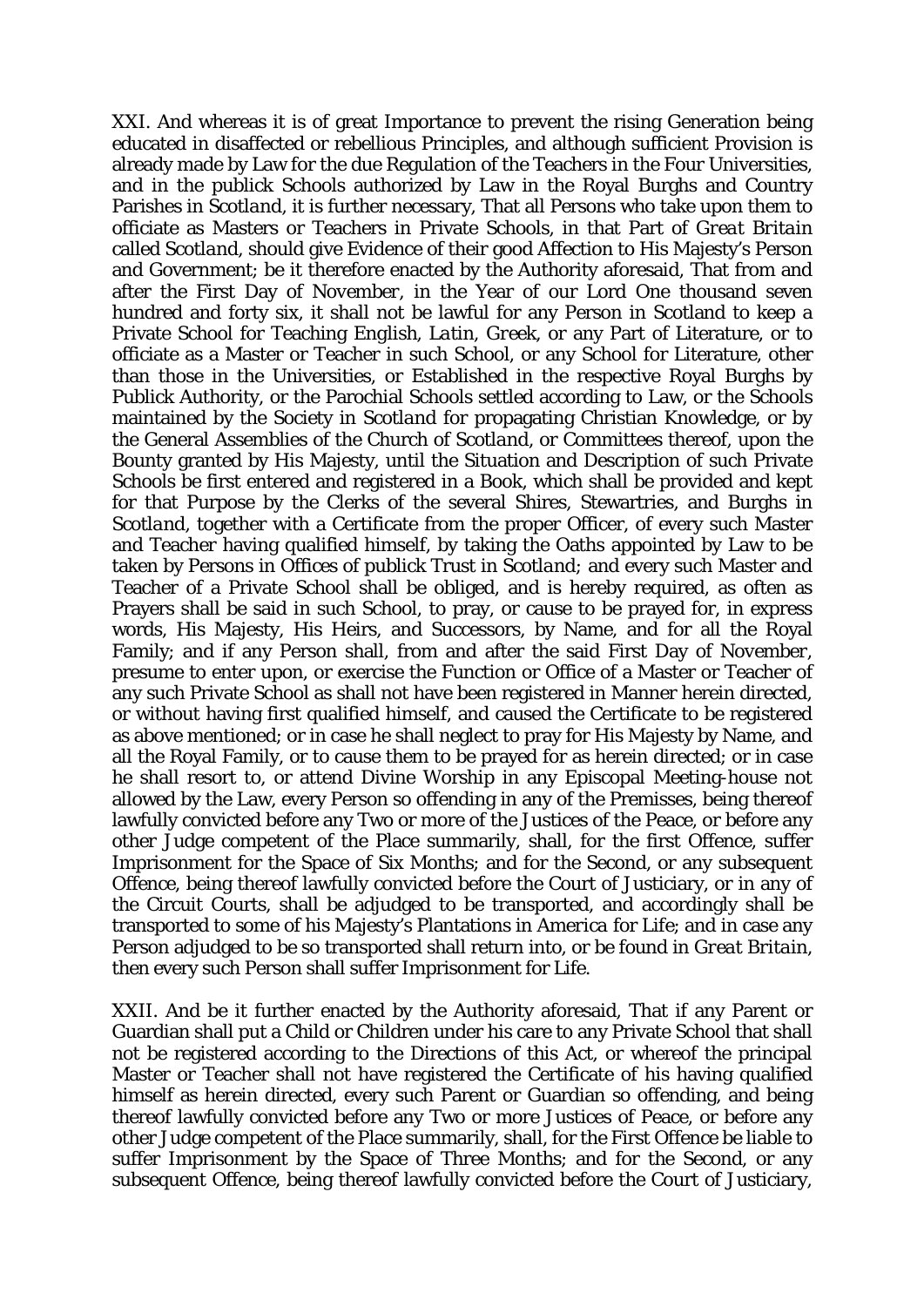XXI. And whereas it is of great Importance to prevent the rising Generation being educated in disaffected or rebellious Principles, and although sufficient Provision is already made by Law for the due Regulation of the Teachers in the Four Universities, and in the publick Schools authorized by Law in the Royal Burghs and Country Parishes in *Scotland*, it is further necessary, That all Persons who take upon them to officiate as Masters or Teachers in Private Schools, in that Part of *Great Britain* called *Scotland*, should give Evidence of their good Affection to His Majesty's Person and Government; be it therefore enacted by the Authority aforesaid, That from and after the First Day of November, in the Year of our Lord One thousand seven hundred and forty six, it shall not be lawful for any Person in Scotland to keep a Private School for Teaching English, *Latin*, *Greek*, or any Part of Literature, or to officiate as a Master or Teacher in such School, or any School for Literature, other than those in the Universities, or Established in the respective Royal Burghs by Publick Authority, or the Parochial Schools settled according to Law, or the Schools maintained by the Society in *Scotland* for propagating Christian Knowledge, or by the General Assemblies of the Church of *Scotland*, or Committees thereof, upon the Bounty granted by His Majesty, until the Situation and Description of such Private Schools be first entered and registered in a Book, which shall be provided and kept for that Purpose by the Clerks of the several Shires, Stewartries, and Burghs in *Scotland*, together with a Certificate from the proper Officer, of every such Master and Teacher having qualified himself, by taking the Oaths appointed by Law to be taken by Persons in Offices of publick Trust in *Scotland*; and every such Master and Teacher of a Private School shall be obliged, and is hereby required, as often as Prayers shall be said in such School, to pray, or cause to be prayed for, in express words, His Majesty, His Heirs, and Successors, by Name, and for all the Royal Family; and if any Person shall, from and after the said First Day of November, presume to enter upon, or exercise the Function or Office of a Master or Teacher of any such Private School as shall not have been registered in Manner herein directed, or without having first qualified himself, and caused the Certificate to be registered as above mentioned; or in case he shall neglect to pray for His Majesty by Name, and all the Royal Family, or to cause them to be prayed for as herein directed; or in case he shall resort to, or attend Divine Worship in any Episcopal Meeting-house not allowed by the Law, every Person so offending in any of the Premisses, being thereof lawfully convicted before any Two or more of the Justices of the Peace, or before any other Judge competent of the Place summarily, shall, for the first Offence, suffer Imprisonment for the Space of Six Months; and for the Second, or any subsequent Offence, being thereof lawfully convicted before the Court of Justiciary, or in any of the Circuit Courts, shall be adjudged to be transported, and accordingly shall be transported to some of his Majesty's Plantations in America for Life; and in case any Person adjudged to be so transported shall return into, or be found in *Great Britain*, then every such Person shall suffer Imprisonment for Life.

XXII. And be it further enacted by the Authority aforesaid, That if any Parent or Guardian shall put a Child or Children under his care to any Private School that shall not be registered according to the Directions of this Act, or whereof the principal Master or Teacher shall not have registered the Certificate of his having qualified himself as herein directed, every such Parent or Guardian so offending, and being thereof lawfully convicted before any Two or more Justices of Peace, or before any other Judge competent of the Place summarily, shall, for the First Offence be liable to suffer Imprisonment by the Space of Three Months; and for the Second, or any subsequent Offence, being thereof lawfully convicted before the Court of Justiciary,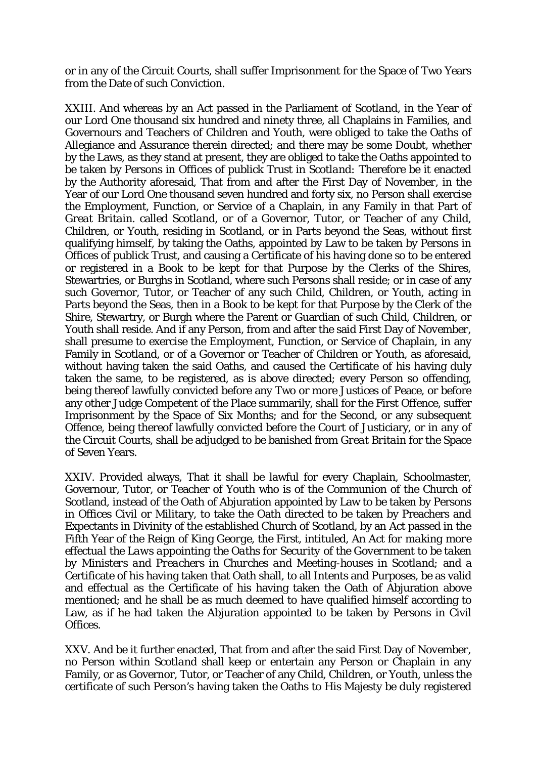or in any of the Circuit Courts, shall suffer Imprisonment for the Space of Two Years from the Date of such Conviction.

XXIII. And whereas by an Act passed in the Parliament of *Scotland*, in the Year of our Lord One thousand six hundred and ninety three, all Chaplains in Families, and Governours and Teachers of Children and Youth, were obliged to take the Oaths of Allegiance and Assurance therein directed; and there may be some Doubt, whether by the Laws, as they stand at present, they are obliged to take the Oaths appointed to be taken by Persons in Offices of publick Trust in *Scotland*: Therefore be it enacted by the Authority aforesaid, That from and after the First Day of November, in the Year of our Lord One thousand seven hundred and forty six, no Person shall exercise the Employment, Function, or Service of a Chaplain, in any Family in that Part of *Great Britain*. called *Scotland*, or of a Governor, Tutor, or Teacher of any Child, Children, or Youth, residing in *Scotland*, or in Parts beyond the Seas, without first qualifying himself, by taking the Oaths, appointed by Law to be taken by Persons in Offices of publick Trust, and causing a Certificate of his having done so to be entered or registered in a Book to be kept for that Purpose by the Clerks of the Shires, Stewartries, or Burghs in *Scotland*, where such Persons shall reside; or in case of any such Governor, Tutor, or Teacher of any such Child, Children, or Youth, acting in Parts beyond the Seas, then in a Book to be kept for that Purpose by the Clerk of the Shire, Stewartry, or Burgh where the Parent or Guardian of such Child, Children, or Youth shall reside. And if any Person, from and after the said First Day of November, shall presume to exercise the Employment, Function, or Service of Chaplain, in any Family in *Scotland*, or of a Governor or Teacher of Children or Youth, as aforesaid, without having taken the said Oaths, and caused the Certificate of his having duly taken the same, to be registered, as is above directed; every Person so offending, being thereof lawfully convicted before any Two or more Justices of Peace, or before any other Judge Competent of the Place summarily, shall for the First Offence, suffer Imprisonment by the Space of Six Months; and for the Second, or any subsequent Offence, being thereof lawfully convicted before the Court of Justiciary, or in any of the Circuit Courts, shall be adjudged to be banished from *Great Britain* for the Space of Seven Years.

XXIV. Provided always, That it shall be lawful for every Chaplain, Schoolmaster, Governour, Tutor, or Teacher of Youth who is of the Communion of the Church of Scotland, instead of the Oath of Abjuration appointed by Law to be taken by Persons in Offices Civil or Military, to take the Oath directed to be taken by Preachers and Expectants in Divinity of the established Church of *Scotland*, by an Act passed in the Fifth Year of the Reign of King George, the First, intituled, *An Act for making more effectual the Laws appointing the Oaths for Security of the Government to be taken by Ministers and Preachers in Churches and Meeting-houses in Scotland*; and a Certificate of his having taken that Oath shall, to all Intents and Purposes, be as valid and effectual as the Certificate of his having taken the Oath of Abjuration above mentioned; and he shall be as much deemed to have qualified himself according to Law, as if he had taken the Abjuration appointed to be taken by Persons in Civil Offices.

XXV. And be it further enacted, That from and after the said First Day of November, no Person within *Scotland* shall keep or entertain any Person or Chaplain in any Family, or as Governor, Tutor, or Teacher of any Child, Children, or Youth, unless the certificate of such Person's having taken the Oaths to His Majesty be duly registered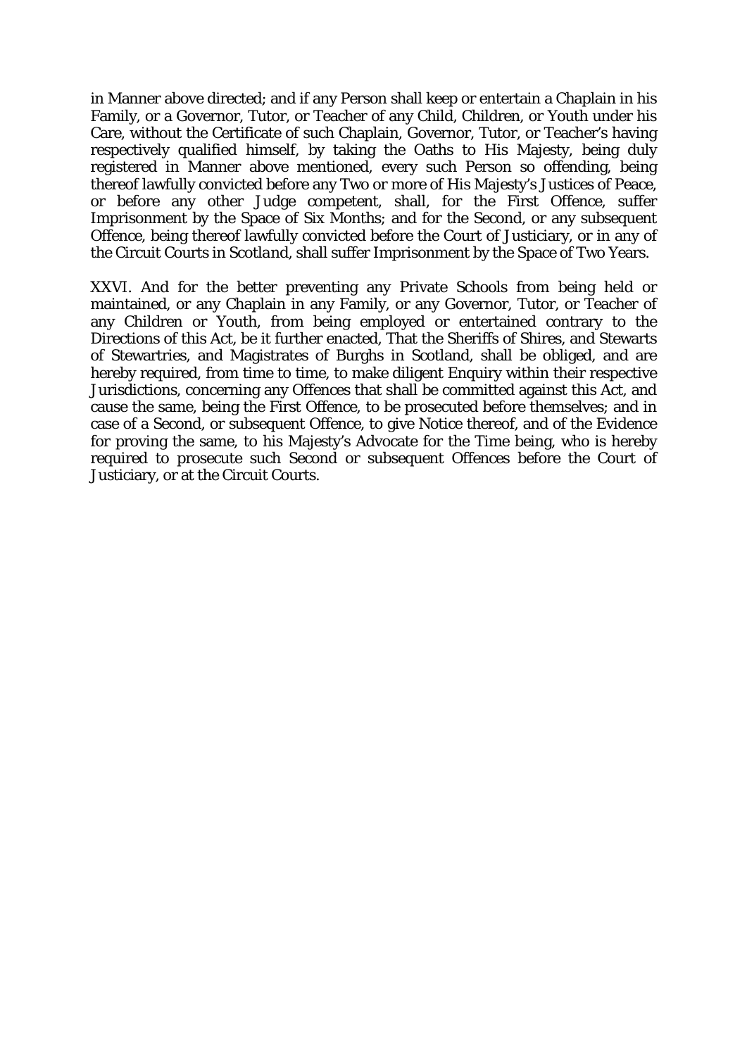in Manner above directed; and if any Person shall keep or entertain a Chaplain in his Family, or a Governor, Tutor, or Teacher of any Child, Children, or Youth under his Care, without the Certificate of such Chaplain, Governor, Tutor, or Teacher's having respectively qualified himself, by taking the Oaths to His Majesty, being duly registered in Manner above mentioned, every such Person so offending, being thereof lawfully convicted before any Two or more of His Majesty's Justices of Peace, or before any other Judge competent, shall, for the First Offence, suffer Imprisonment by the Space of Six Months; and for the Second, or any subsequent Offence, being thereof lawfully convicted before the Court of Justiciary, or in any of the Circuit Courts in *Scotland*, shall suffer Imprisonment by the Space of Two Years.

XXVI. And for the better preventing any Private Schools from being held or maintained, or any Chaplain in any Family, or any Governor, Tutor, or Teacher of any Children or Youth, from being employed or entertained contrary to the Directions of this Act, be it further enacted, That the Sheriffs of Shires, and Stewarts of Stewartries, and Magistrates of Burghs in Scotland, shall be obliged, and are hereby required, from time to time, to make diligent Enquiry within their respective Jurisdictions, concerning any Offences that shall be committed against this Act, and cause the same, being the First Offence, to be prosecuted before themselves; and in case of a Second, or subsequent Offence, to give Notice thereof, and of the Evidence for proving the same, to his Majesty's Advocate for the Time being, who is hereby required to prosecute such Second or subsequent Offences before the Court of Justiciary, or at the Circuit Courts.